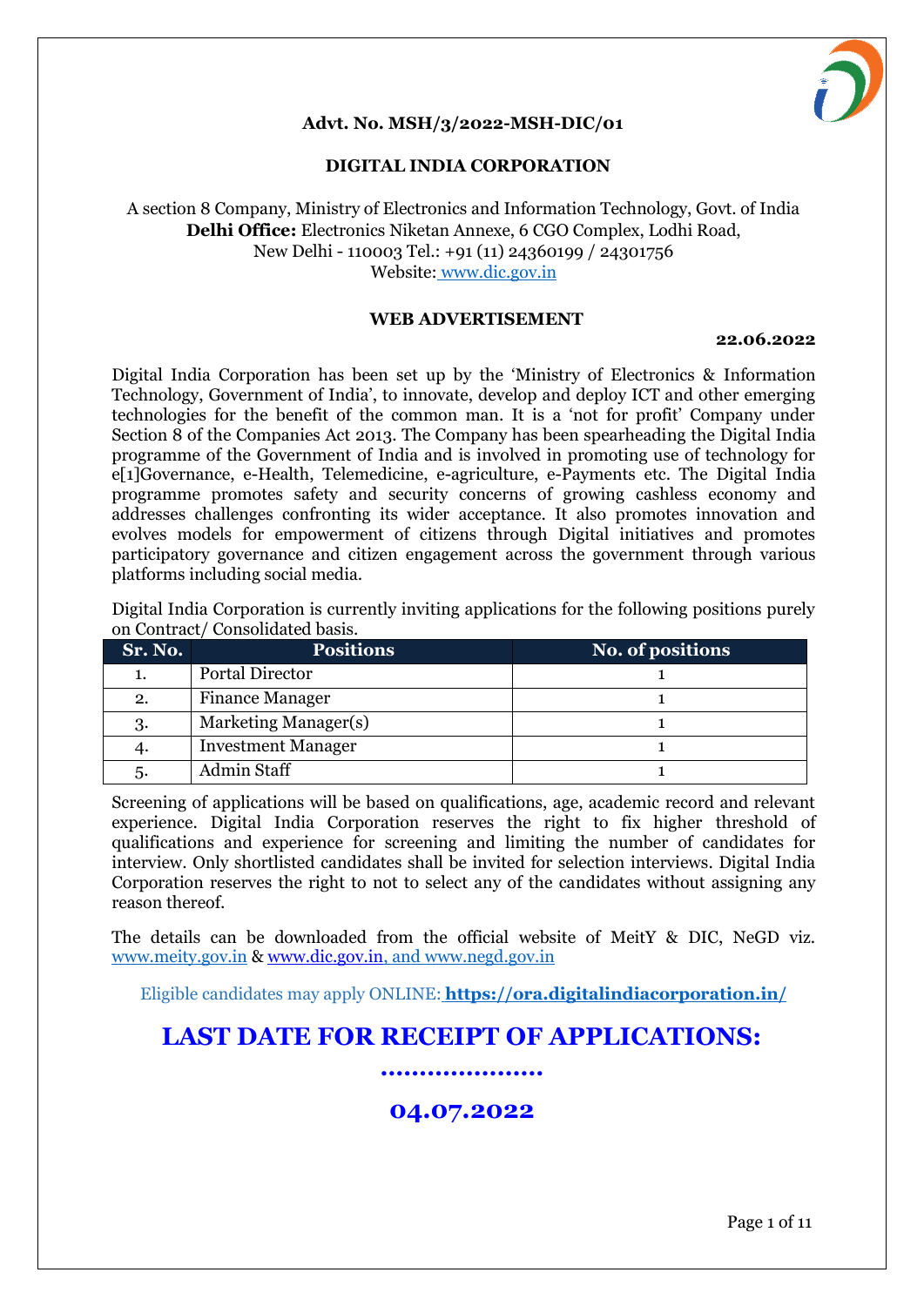**Advt. No. MSH/3/2022-MSH-DIC/01**

# DIGITAL INDIA CORPORATION

A section 8 Company, Ministry of Electronics and Information Technology, Govt. of India
**Delhi Office:** Electronics Niketan Annexe, 6 CGO Complex, Lodhi Road,
New Delhi - 110003 Tel.: +91 (11) 24360199 / 24301756
Website: www.dic.gov.in

## WEB ADVERTISEMENT

**22.06.2022**

Digital India Corporation has been set up by the 'Ministry of Electronics & Information Technology, Government of India', to innovate, develop and deploy ICT and other emerging technologies for the benefit of the common man. It is a 'not for profit' Company under Section 8 of the Companies Act 2013. The Company has been spearheading the Digital India programme of the Government of India and is involved in promoting use of technology for e[1]Governance, e-Health, Telemedicine, e-agriculture, e-Payments etc. The Digital India programme promotes safety and security concerns of growing cashless economy and addresses challenges confronting its wider acceptance. It also promotes innovation and evolves models for empowerment of citizens through Digital initiatives and promotes participatory governance and citizen engagement across the government through various platforms including social media.

Digital India Corporation is currently inviting applications for the following positions purely on Contract/ Consolidated basis.

| Sr. No. | Positions | No. of positions |
|---|---|---|
| 1. | Portal Director | 1 |
| 2. | Finance Manager | 1 |
| 3. | Marketing Manager(s) | 1 |
| 4. | Investment Manager | 1 |
| 5. | Admin Staff | 1 |

Screening of applications will be based on qualifications, age, academic record and relevant experience. Digital India Corporation reserves the right to fix higher threshold of qualifications and experience for screening and limiting the number of candidates for interview. Only shortlisted candidates shall be invited for selection interviews. Digital India Corporation reserves the right to not to select any of the candidates without assigning any reason thereof.

The details can be downloaded from the official website of MeitY & DIC, NeGD viz. www.meity.gov.in & www.dic.gov.in, and www.negd.gov.in

Eligible candidates may apply ONLINE: **https://ora.digitalindiacorporation.in/**

# LAST DATE FOR RECEIPT OF APPLICATIONS: ...................

# 04.07.2022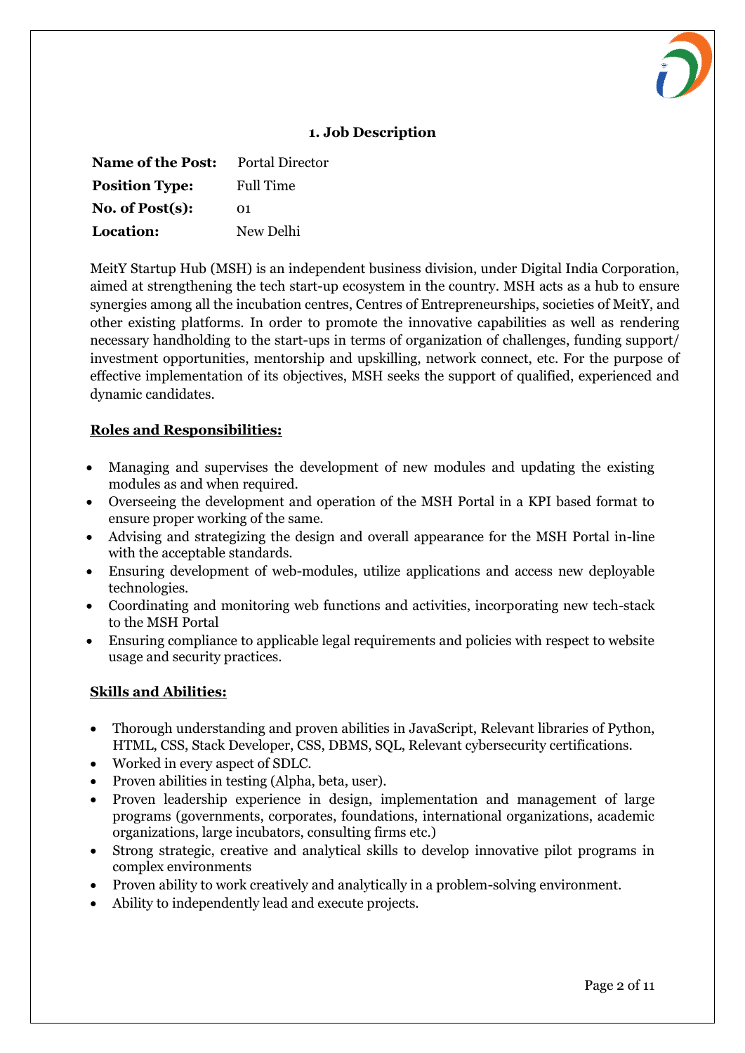## 1. Job Description

| | |
|---|---|
| **Name of the Post:** | Portal Director |
| **Position Type:** | Full Time |
| **No. of Post(s):** | 01 |
| **Location:** | New Delhi |

MeitY Startup Hub (MSH) is an independent business division, under Digital India Corporation, aimed at strengthening the tech start-up ecosystem in the country. MSH acts as a hub to ensure synergies among all the incubation centres, Centres of Entrepreneurships, societies of MeitY, and other existing platforms. In order to promote the innovative capabilities as well as rendering necessary handholding to the start-ups in terms of organization of challenges, funding support/ investment opportunities, mentorship and upskilling, network connect, etc. For the purpose of effective implementation of its objectives, MSH seeks the support of qualified, experienced and dynamic candidates.

**Roles and Responsibilities:**

- Managing and supervises the development of new modules and updating the existing modules as and when required.
- Overseeing the development and operation of the MSH Portal in a KPI based format to ensure proper working of the same.
- Advising and strategizing the design and overall appearance for the MSH Portal in-line with the acceptable standards.
- Ensuring development of web-modules, utilize applications and access new deployable technologies.
- Coordinating and monitoring web functions and activities, incorporating new tech-stack to the MSH Portal
- Ensuring compliance to applicable legal requirements and policies with respect to website usage and security practices.

**Skills and Abilities:**

- Thorough understanding and proven abilities in JavaScript, Relevant libraries of Python, HTML, CSS, Stack Developer, CSS, DBMS, SQL, Relevant cybersecurity certifications.
- Worked in every aspect of SDLC.
- Proven abilities in testing (Alpha, beta, user).
- Proven leadership experience in design, implementation and management of large programs (governments, corporates, foundations, international organizations, academic organizations, large incubators, consulting firms etc.)
- Strong strategic, creative and analytical skills to develop innovative pilot programs in complex environments
- Proven ability to work creatively and analytically in a problem-solving environment.
- Ability to independently lead and execute projects.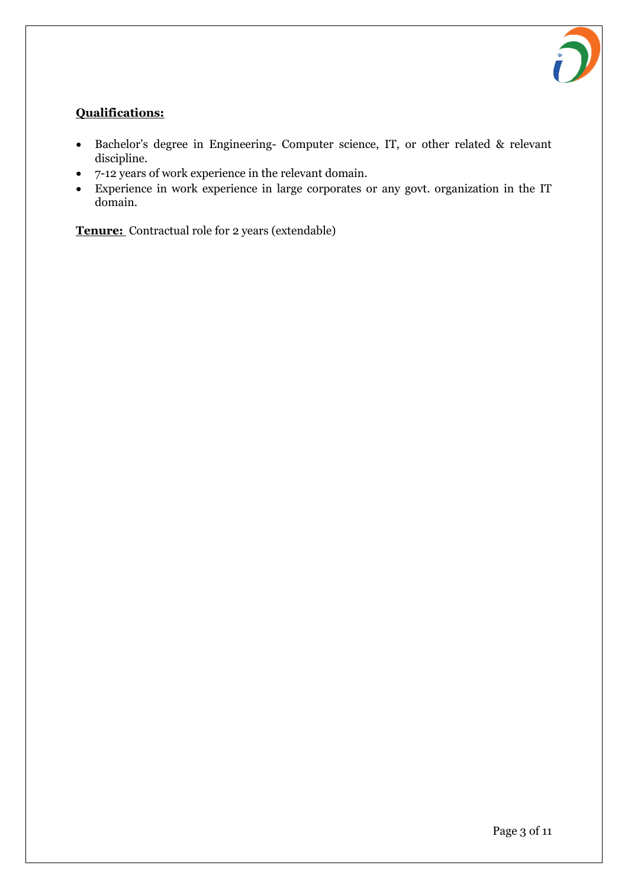**Qualifications:**

- Bachelor's degree in Engineering- Computer science, IT, or other related & relevant discipline.
- 7-12 years of work experience in the relevant domain.
- Experience in work experience in large corporates or any govt. organization in the IT domain.

**Tenure:** Contractual role for 2 years (extendable)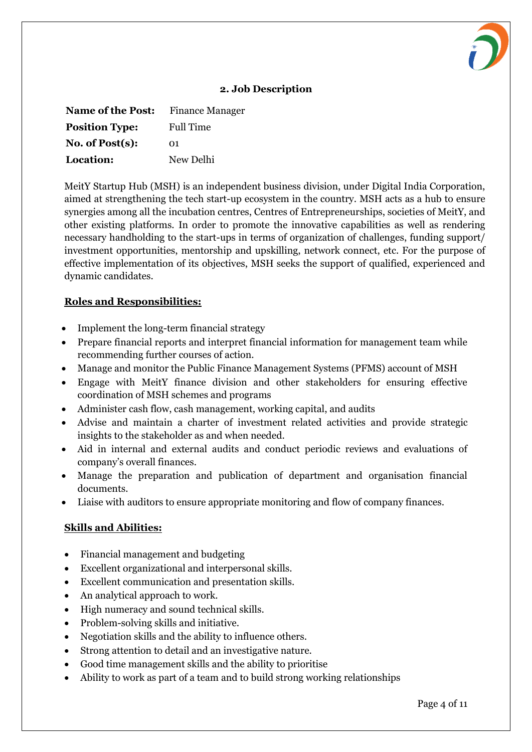## 2. Job Description

**Name of the Post:** Finance Manager

**Position Type:** Full Time

**No. of Post(s):** 01

**Location:** New Delhi

MeitY Startup Hub (MSH) is an independent business division, under Digital India Corporation, aimed at strengthening the tech start-up ecosystem in the country. MSH acts as a hub to ensure synergies among all the incubation centres, Centres of Entrepreneurships, societies of MeitY, and other existing platforms. In order to promote the innovative capabilities as well as rendering necessary handholding to the start-ups in terms of organization of challenges, funding support/ investment opportunities, mentorship and upskilling, network connect, etc. For the purpose of effective implementation of its objectives, MSH seeks the support of qualified, experienced and dynamic candidates.

**Roles and Responsibilities:**

- Implement the long-term financial strategy
- Prepare financial reports and interpret financial information for management team while recommending further courses of action.
- Manage and monitor the Public Finance Management Systems (PFMS) account of MSH
- Engage with MeitY finance division and other stakeholders for ensuring effective coordination of MSH schemes and programs
- Administer cash flow, cash management, working capital, and audits
- Advise and maintain a charter of investment related activities and provide strategic insights to the stakeholder as and when needed.
- Aid in internal and external audits and conduct periodic reviews and evaluations of company's overall finances.
- Manage the preparation and publication of department and organisation financial documents.
- Liaise with auditors to ensure appropriate monitoring and flow of company finances.

**Skills and Abilities:**

- Financial management and budgeting
- Excellent organizational and interpersonal skills.
- Excellent communication and presentation skills.
- An analytical approach to work.
- High numeracy and sound technical skills.
- Problem-solving skills and initiative.
- Negotiation skills and the ability to influence others.
- Strong attention to detail and an investigative nature.
- Good time management skills and the ability to prioritise
- Ability to work as part of a team and to build strong working relationships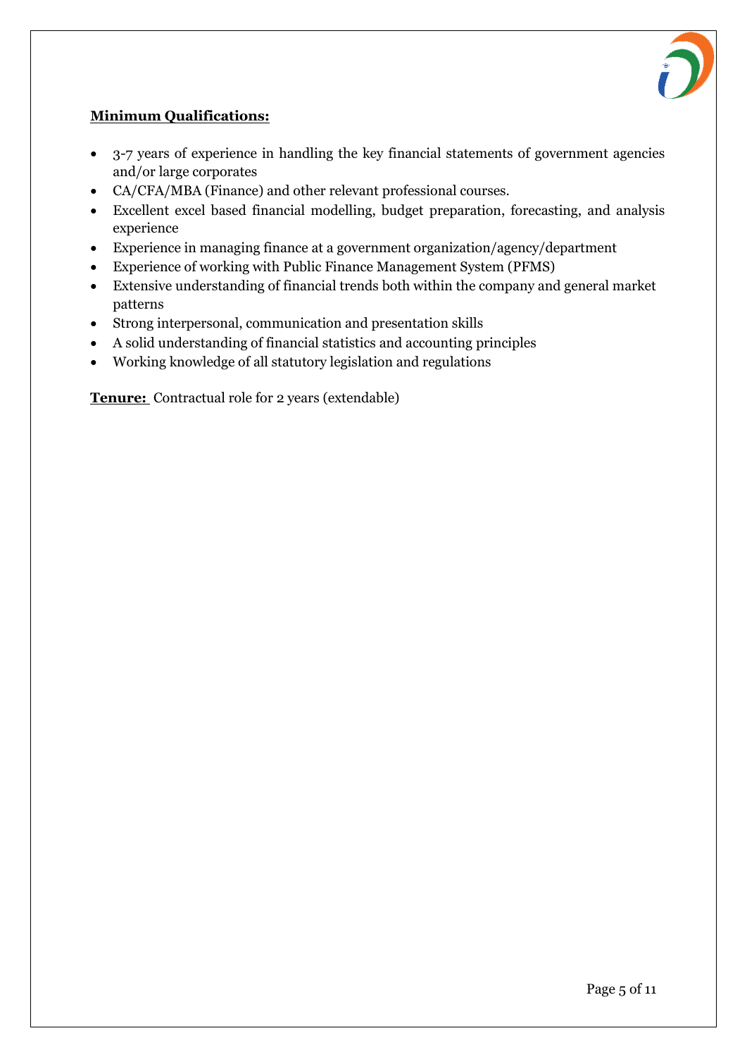**Minimum Qualifications:**

- 3-7 years of experience in handling the key financial statements of government agencies and/or large corporates
- CA/CFA/MBA (Finance) and other relevant professional courses.
- Excellent excel based financial modelling, budget preparation, forecasting, and analysis experience
- Experience in managing finance at a government organization/agency/department
- Experience of working with Public Finance Management System (PFMS)
- Extensive understanding of financial trends both within the company and general market patterns
- Strong interpersonal, communication and presentation skills
- A solid understanding of financial statistics and accounting principles
- Working knowledge of all statutory legislation and regulations

**Tenure:** Contractual role for 2 years (extendable)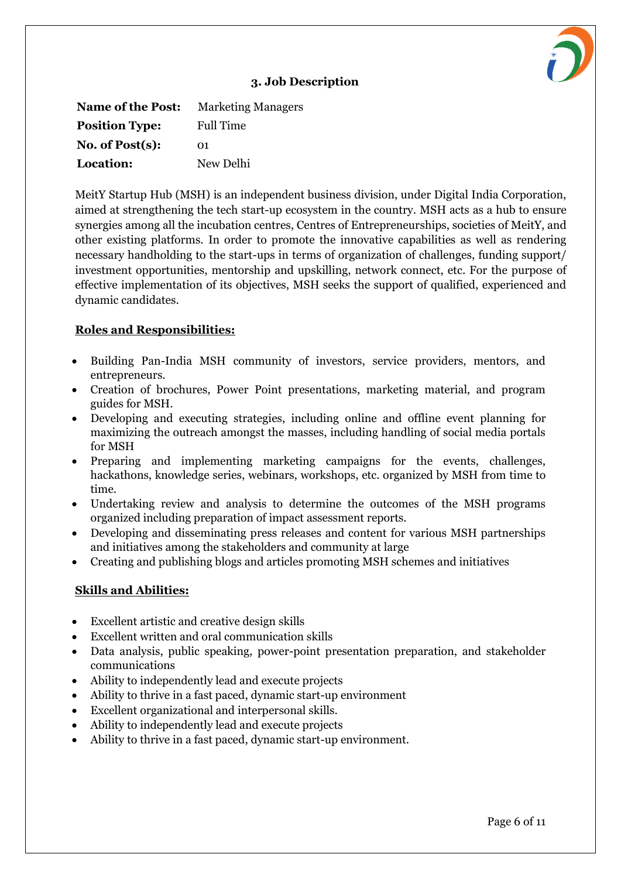## 3. Job Description

**Name of the Post:** Marketing Managers
**Position Type:** Full Time
**No. of Post(s):** 01
**Location:** New Delhi

MeitY Startup Hub (MSH) is an independent business division, under Digital India Corporation, aimed at strengthening the tech start-up ecosystem in the country. MSH acts as a hub to ensure synergies among all the incubation centres, Centres of Entrepreneurships, societies of MeitY, and other existing platforms. In order to promote the innovative capabilities as well as rendering necessary handholding to the start-ups in terms of organization of challenges, funding support/ investment opportunities, mentorship and upskilling, network connect, etc. For the purpose of effective implementation of its objectives, MSH seeks the support of qualified, experienced and dynamic candidates.

**Roles and Responsibilities:**

- Building Pan-India MSH community of investors, service providers, mentors, and entrepreneurs.
- Creation of brochures, Power Point presentations, marketing material, and program guides for MSH.
- Developing and executing strategies, including online and offline event planning for maximizing the outreach amongst the masses, including handling of social media portals for MSH
- Preparing and implementing marketing campaigns for the events, challenges, hackathons, knowledge series, webinars, workshops, etc. organized by MSH from time to time.
- Undertaking review and analysis to determine the outcomes of the MSH programs organized including preparation of impact assessment reports.
- Developing and disseminating press releases and content for various MSH partnerships and initiatives among the stakeholders and community at large
- Creating and publishing blogs and articles promoting MSH schemes and initiatives

**Skills and Abilities:**

- Excellent artistic and creative design skills
- Excellent written and oral communication skills
- Data analysis, public speaking, power-point presentation preparation, and stakeholder communications
- Ability to independently lead and execute projects
- Ability to thrive in a fast paced, dynamic start-up environment
- Excellent organizational and interpersonal skills.
- Ability to independently lead and execute projects
- Ability to thrive in a fast paced, dynamic start-up environment.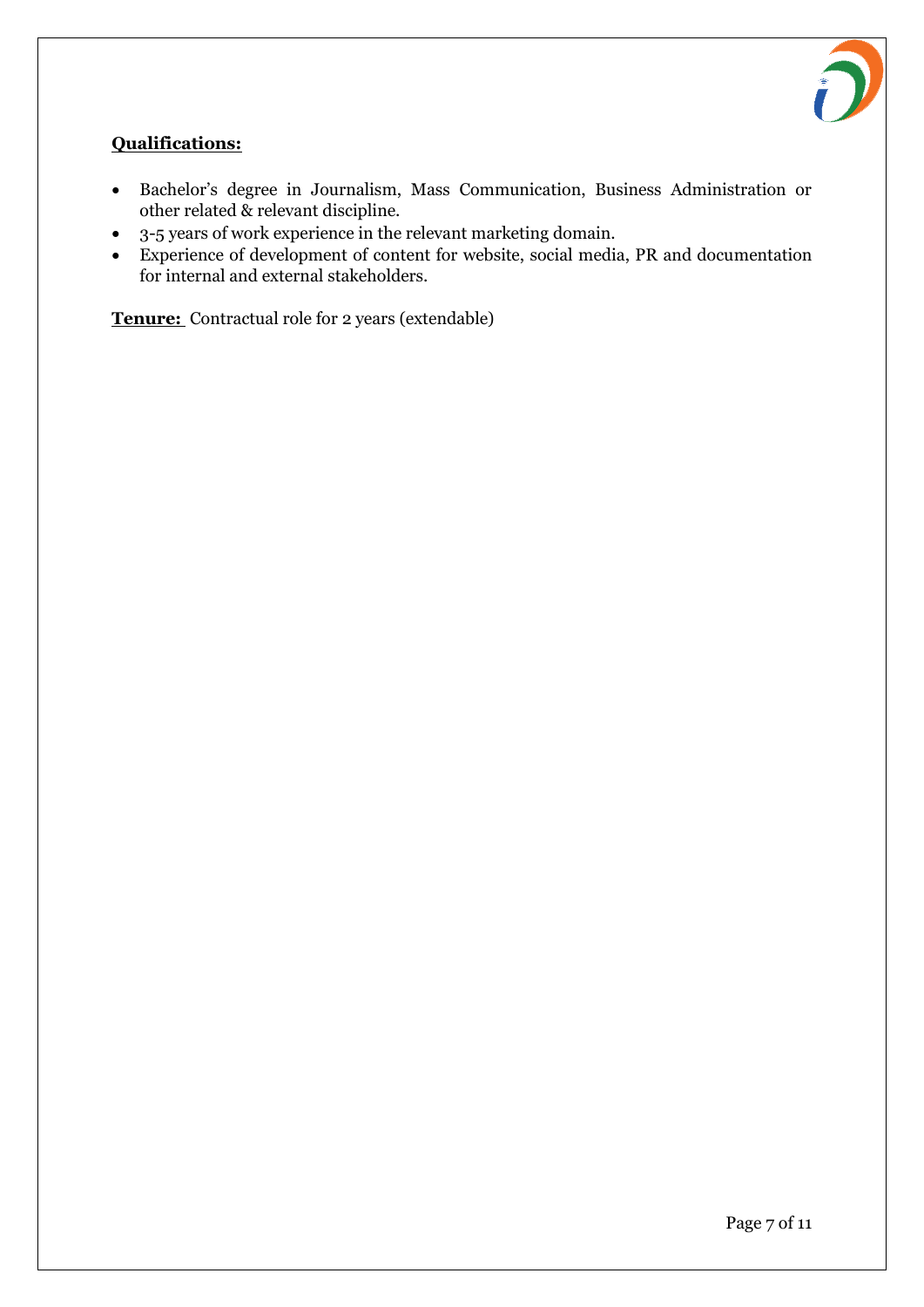**Qualifications:**

- Bachelor's degree in Journalism, Mass Communication, Business Administration or other related & relevant discipline.
- 3-5 years of work experience in the relevant marketing domain.
- Experience of development of content for website, social media, PR and documentation for internal and external stakeholders.

**Tenure:** Contractual role for 2 years (extendable)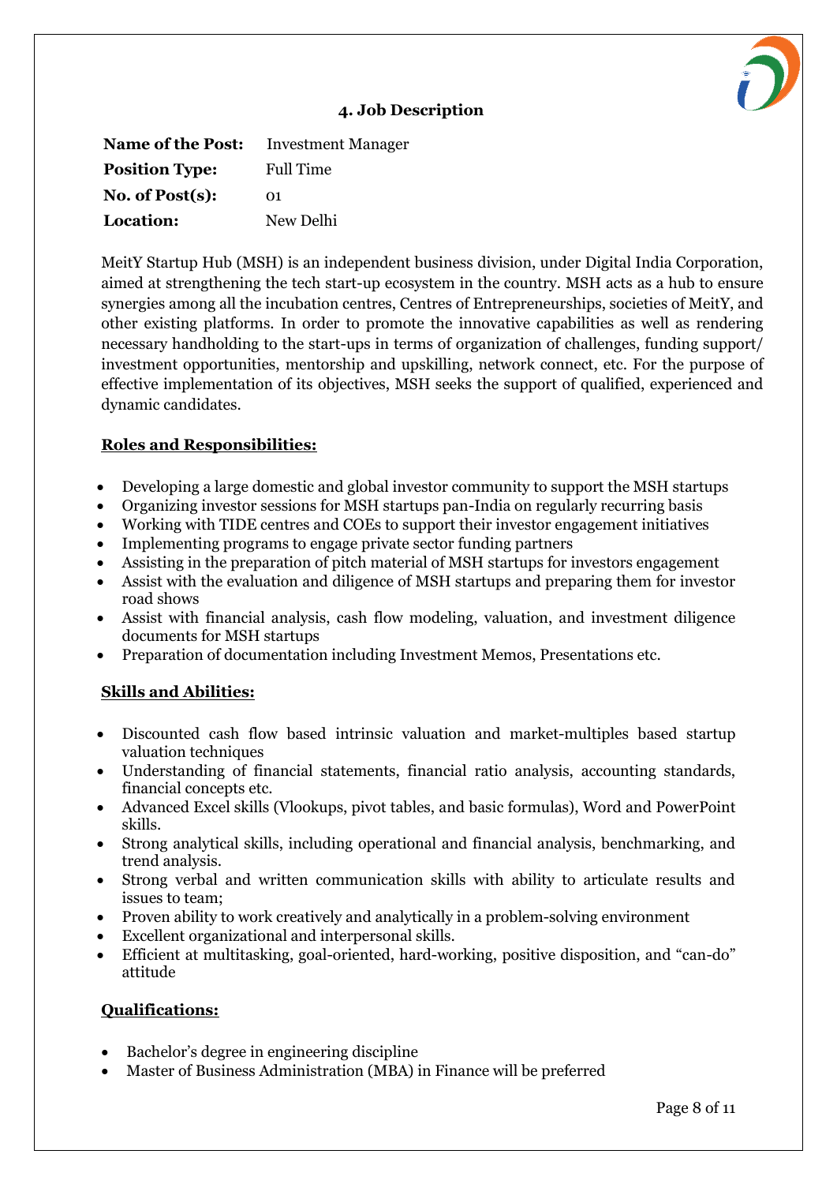## 4. Job Description

| | |
|---|---|
| **Name of the Post:** | Investment Manager |
| **Position Type:** | Full Time |
| **No. of Post(s):** | 01 |
| **Location:** | New Delhi |

MeitY Startup Hub (MSH) is an independent business division, under Digital India Corporation, aimed at strengthening the tech start-up ecosystem in the country. MSH acts as a hub to ensure synergies among all the incubation centres, Centres of Entrepreneurships, societies of MeitY, and other existing platforms. In order to promote the innovative capabilities as well as rendering necessary handholding to the start-ups in terms of organization of challenges, funding support/ investment opportunities, mentorship and upskilling, network connect, etc. For the purpose of effective implementation of its objectives, MSH seeks the support of qualified, experienced and dynamic candidates.

**Roles and Responsibilities:**

- Developing a large domestic and global investor community to support the MSH startups
- Organizing investor sessions for MSH startups pan-India on regularly recurring basis
- Working with TIDE centres and COEs to support their investor engagement initiatives
- Implementing programs to engage private sector funding partners
- Assisting in the preparation of pitch material of MSH startups for investors engagement
- Assist with the evaluation and diligence of MSH startups and preparing them for investor road shows
- Assist with financial analysis, cash flow modeling, valuation, and investment diligence documents for MSH startups
- Preparation of documentation including Investment Memos, Presentations etc.

**Skills and Abilities:**

- Discounted cash flow based intrinsic valuation and market-multiples based startup valuation techniques
- Understanding of financial statements, financial ratio analysis, accounting standards, financial concepts etc.
- Advanced Excel skills (Vlookups, pivot tables, and basic formulas), Word and PowerPoint skills.
- Strong analytical skills, including operational and financial analysis, benchmarking, and trend analysis.
- Strong verbal and written communication skills with ability to articulate results and issues to team;
- Proven ability to work creatively and analytically in a problem-solving environment
- Excellent organizational and interpersonal skills.
- Efficient at multitasking, goal-oriented, hard-working, positive disposition, and "can-do" attitude

**Qualifications:**

- Bachelor's degree in engineering discipline
- Master of Business Administration (MBA) in Finance will be preferred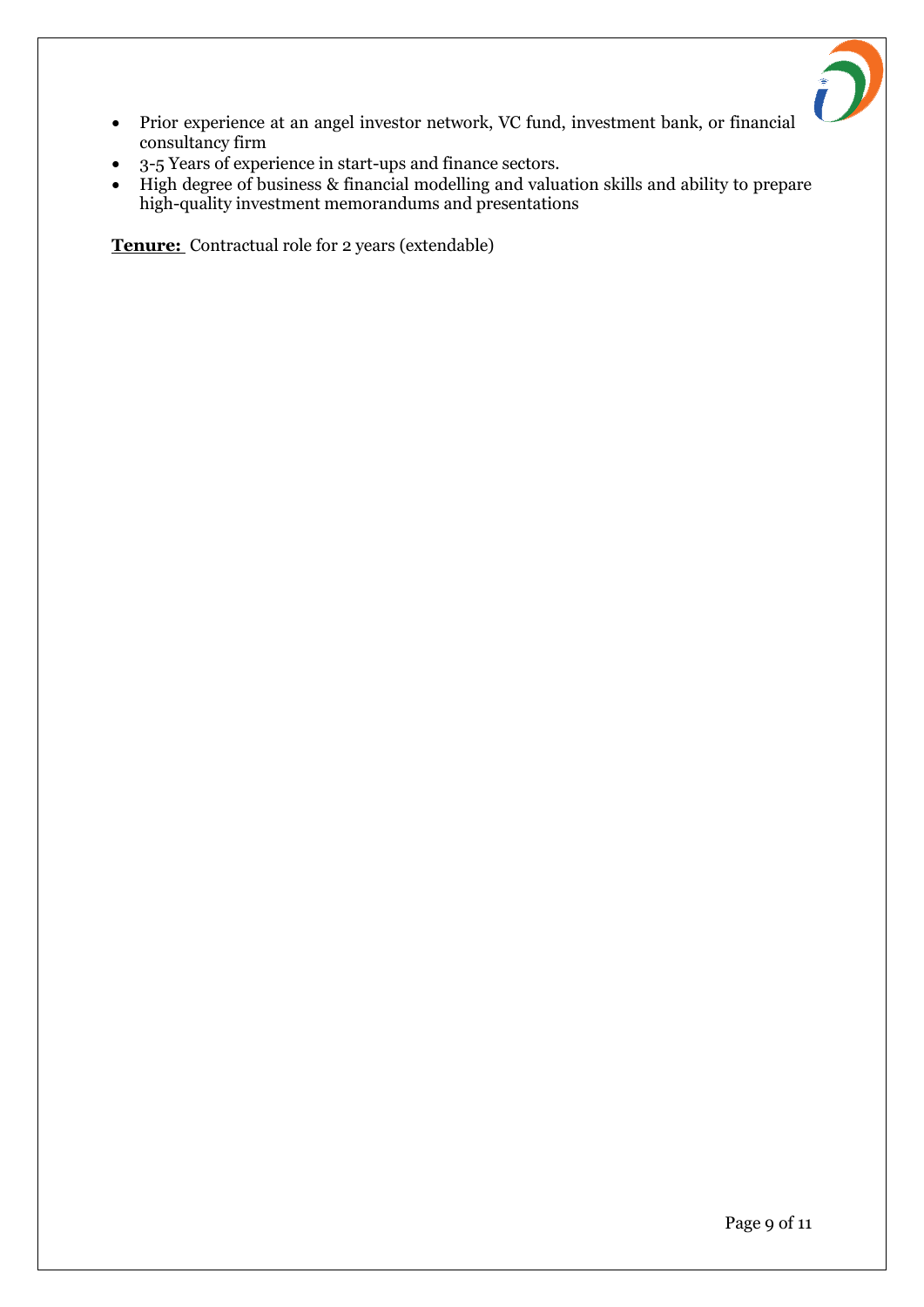- Prior experience at an angel investor network, VC fund, investment bank, or financial consultancy firm
- 3-5 Years of experience in start-ups and finance sectors.
- High degree of business & financial modelling and valuation skills and ability to prepare high-quality investment memorandums and presentations

**Tenure:** Contractual role for 2 years (extendable)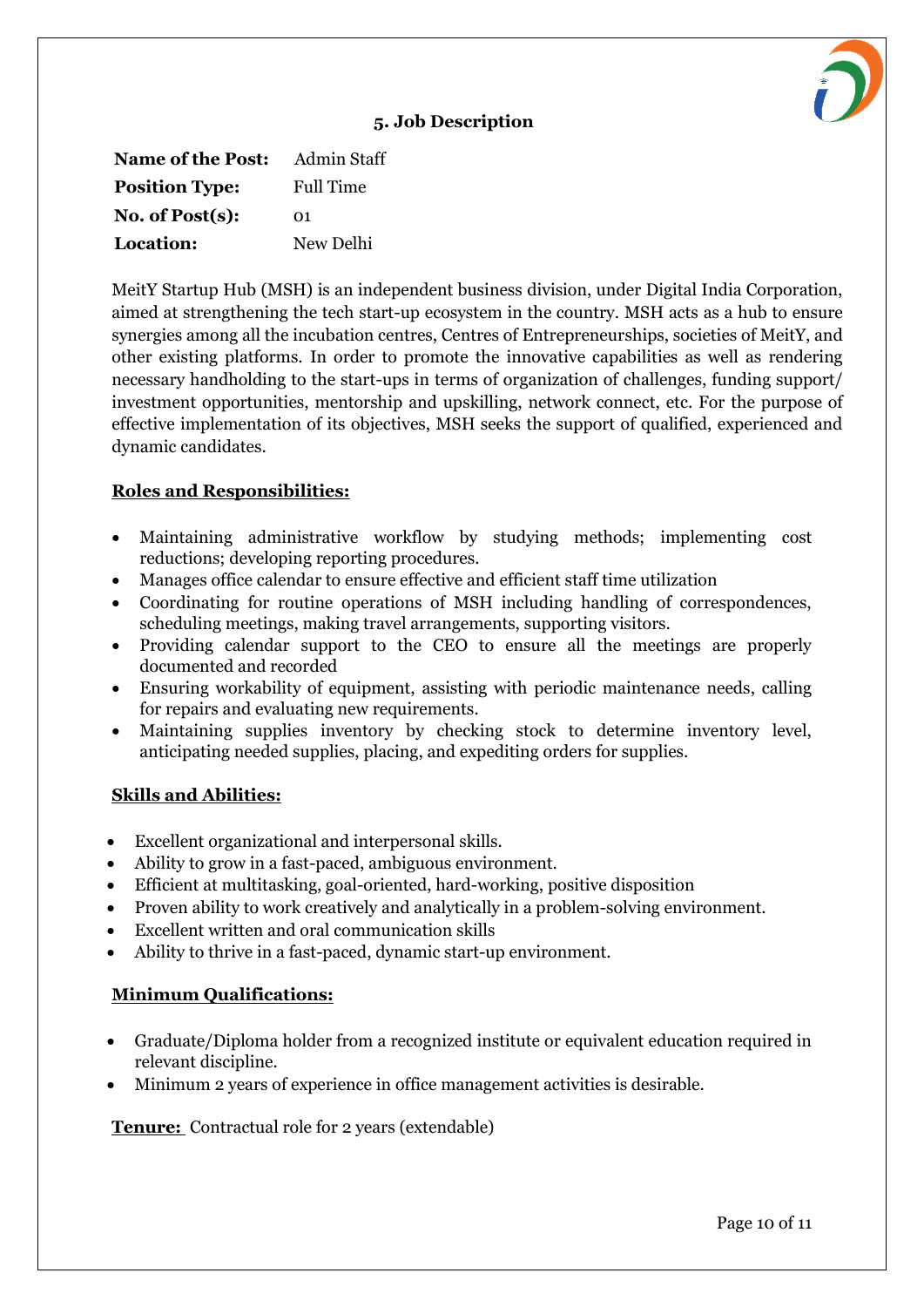## 5. Job Description

| | |
|---|---|
| **Name of the Post:** | Admin Staff |
| **Position Type:** | Full Time |
| **No. of Post(s):** | 01 |
| **Location:** | New Delhi |

MeitY Startup Hub (MSH) is an independent business division, under Digital India Corporation, aimed at strengthening the tech start-up ecosystem in the country. MSH acts as a hub to ensure synergies among all the incubation centres, Centres of Entrepreneurships, societies of MeitY, and other existing platforms. In order to promote the innovative capabilities as well as rendering necessary handholding to the start-ups in terms of organization of challenges, funding support/ investment opportunities, mentorship and upskilling, network connect, etc. For the purpose of effective implementation of its objectives, MSH seeks the support of qualified, experienced and dynamic candidates.

**Roles and Responsibilities:**

- Maintaining administrative workflow by studying methods; implementing cost reductions; developing reporting procedures.
- Manages office calendar to ensure effective and efficient staff time utilization
- Coordinating for routine operations of MSH including handling of correspondences, scheduling meetings, making travel arrangements, supporting visitors.
- Providing calendar support to the CEO to ensure all the meetings are properly documented and recorded
- Ensuring workability of equipment, assisting with periodic maintenance needs, calling for repairs and evaluating new requirements.
- Maintaining supplies inventory by checking stock to determine inventory level, anticipating needed supplies, placing, and expediting orders for supplies.

**Skills and Abilities:**

- Excellent organizational and interpersonal skills.
- Ability to grow in a fast-paced, ambiguous environment.
- Efficient at multitasking, goal-oriented, hard-working, positive disposition
- Proven ability to work creatively and analytically in a problem-solving environment.
- Excellent written and oral communication skills
- Ability to thrive in a fast-paced, dynamic start-up environment.

**Minimum Qualifications:**

- Graduate/Diploma holder from a recognized institute or equivalent education required in relevant discipline.
- Minimum 2 years of experience in office management activities is desirable.

**Tenure:** Contractual role for 2 years (extendable)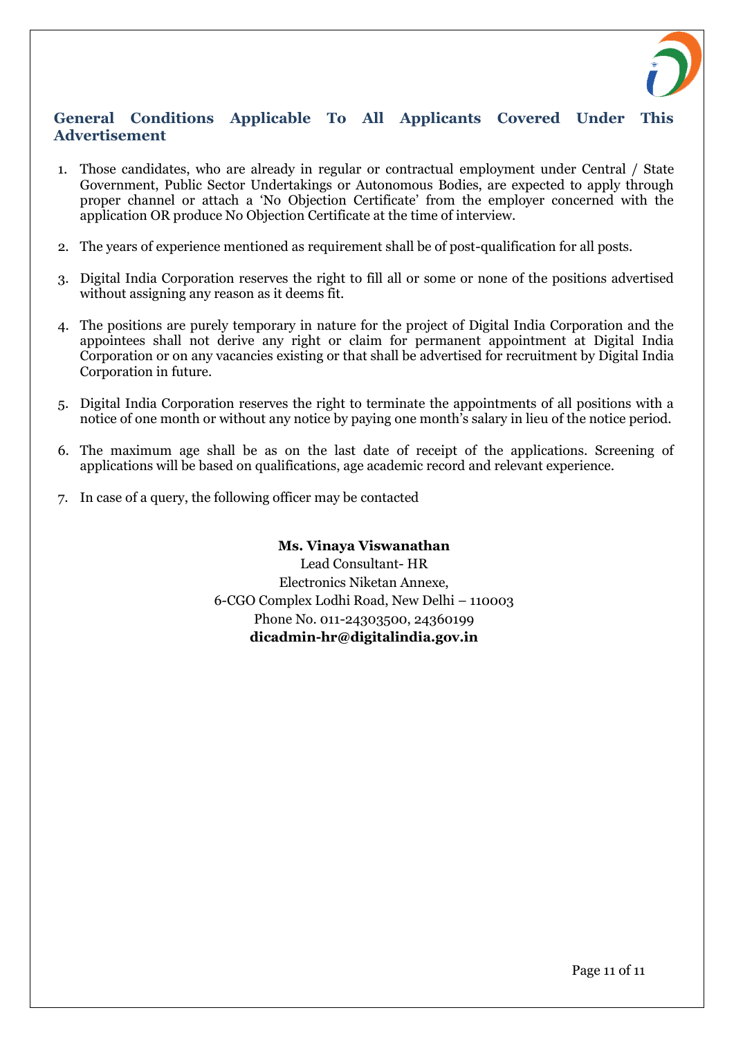## General Conditions Applicable To All Applicants Covered Under This Advertisement

1. Those candidates, who are already in regular or contractual employment under Central / State Government, Public Sector Undertakings or Autonomous Bodies, are expected to apply through proper channel or attach a 'No Objection Certificate' from the employer concerned with the application OR produce No Objection Certificate at the time of interview.

2. The years of experience mentioned as requirement shall be of post-qualification for all posts.

3. Digital India Corporation reserves the right to fill all or some or none of the positions advertised without assigning any reason as it deems fit.

4. The positions are purely temporary in nature for the project of Digital India Corporation and the appointees shall not derive any right or claim for permanent appointment at Digital India Corporation or on any vacancies existing or that shall be advertised for recruitment by Digital India Corporation in future.

5. Digital India Corporation reserves the right to terminate the appointments of all positions with a notice of one month or without any notice by paying one month's salary in lieu of the notice period.

6. The maximum age shall be as on the last date of receipt of the applications. Screening of applications will be based on qualifications, age academic record and relevant experience.

7. In case of a query, the following officer may be contacted

**Ms. Vinaya Viswanathan**
Lead Consultant- HR
Electronics Niketan Annexe,
6-CGO Complex Lodhi Road, New Delhi – 110003
Phone No. 011-24303500, 24360199
**dicadmin-hr@digitalindia.gov.in**